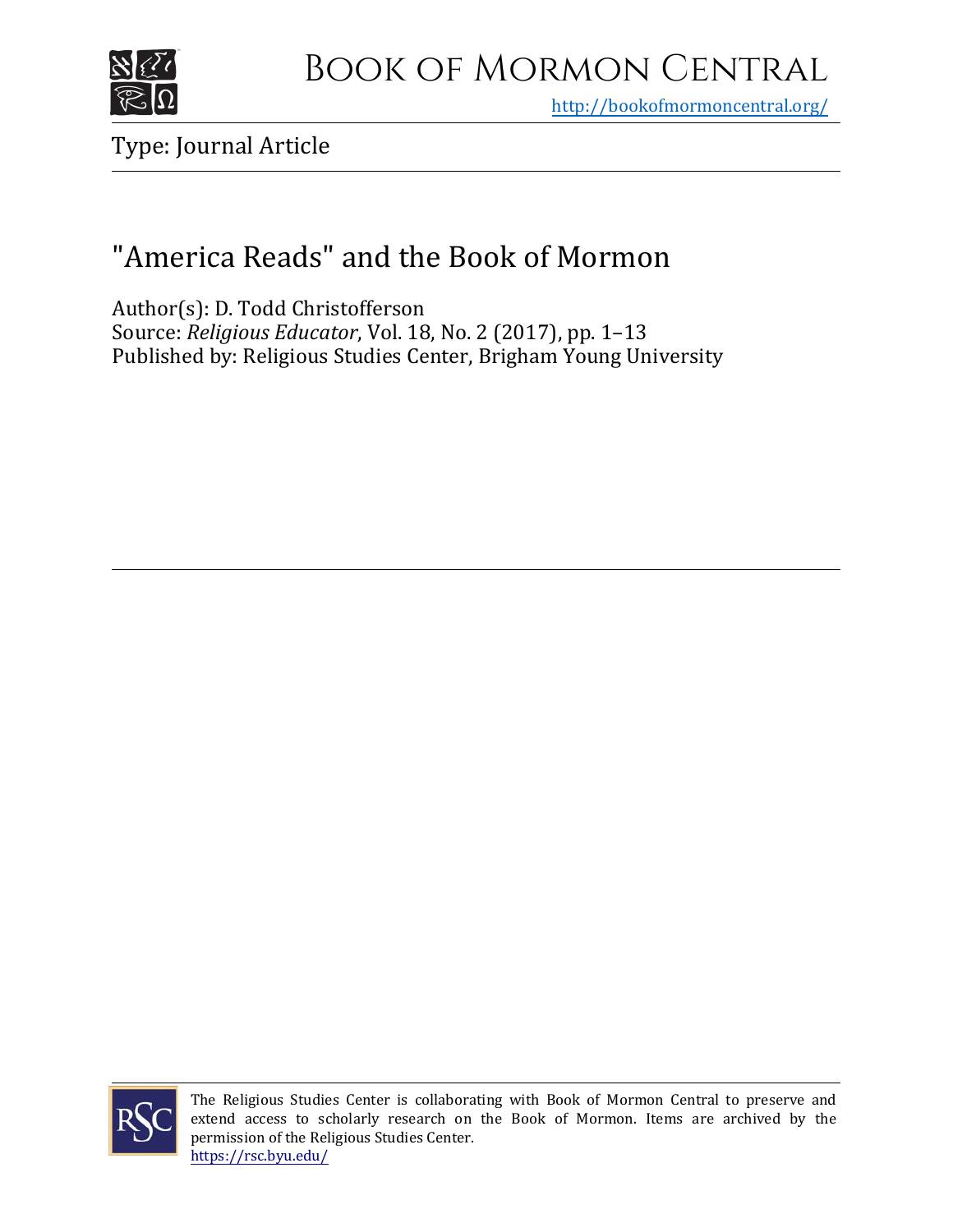# Book of Mormon Central

http://bookofmormoncentral.org/

Type: Journal Article

## "America Reads" and the Book of Mormon

Author(s): D. Todd Christofferson
Source: *Religious Educator*, Vol. 18, No. 2 (2017), pp. 1–13
Published by: Religious Studies Center, Brigham Young University

The Religious Studies Center is collaborating with Book of Mormon Central to preserve and extend access to scholarly research on the Book of Mormon. Items are archived by the permission of the Religious Studies Center.
https://rsc.byu.edu/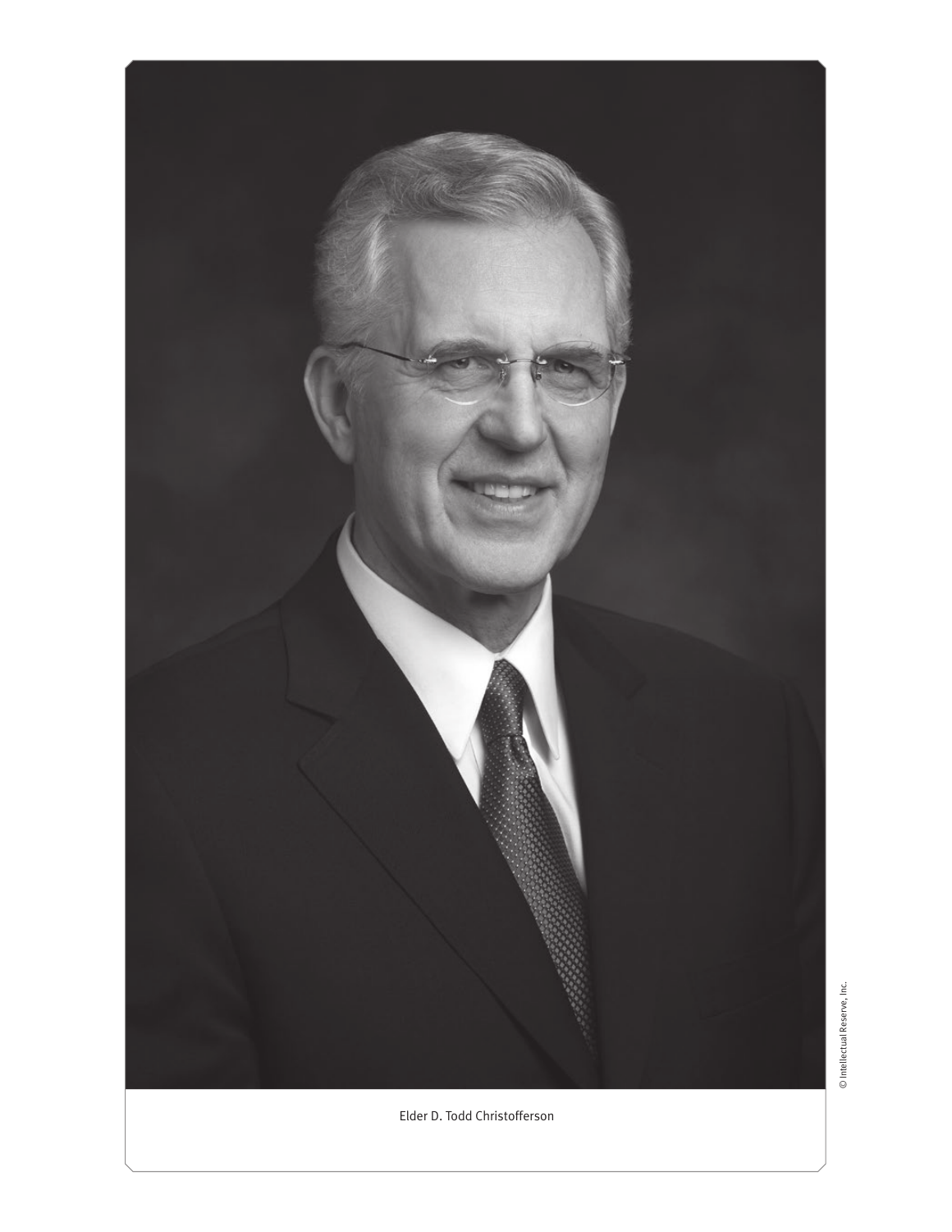Elder D. Todd Christofferson

© Intellectual Reserve, Inc.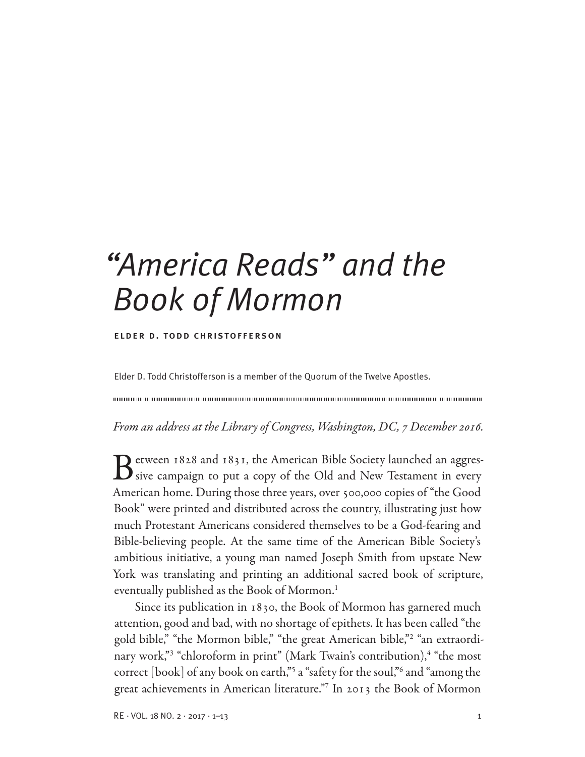# "America Reads" and the Book of Mormon

**ELDER D. TODD CHRISTOFFERSON**

Elder D. Todd Christofferson is a member of the Quorum of the Twelve Apostles.

*From an address at the Library of Congress, Washington, DC, 7 December 2016.*

Between 1828 and 1831, the American Bible Society launched an aggressive campaign to put a copy of the Old and New Testament in every American home. During those three years, over 500,000 copies of "the Good Book" were printed and distributed across the country, illustrating just how much Protestant Americans considered themselves to be a God-fearing and Bible-believing people. At the same time of the American Bible Society's ambitious initiative, a young man named Joseph Smith from upstate New York was translating and printing an additional sacred book of scripture, eventually published as the Book of Mormon.[1]

Since its publication in 1830, the Book of Mormon has garnered much attention, good and bad, with no shortage of epithets. It has been called "the gold bible," "the Mormon bible," "the great American bible,"[2] "an extraordinary work,"[3] "chloroform in print" (Mark Twain's contribution),[4] "the most correct [book] of any book on earth,"[5] a "safety for the soul,"[6] and "among the great achievements in American literature."[7] In 2013 the Book of Mormon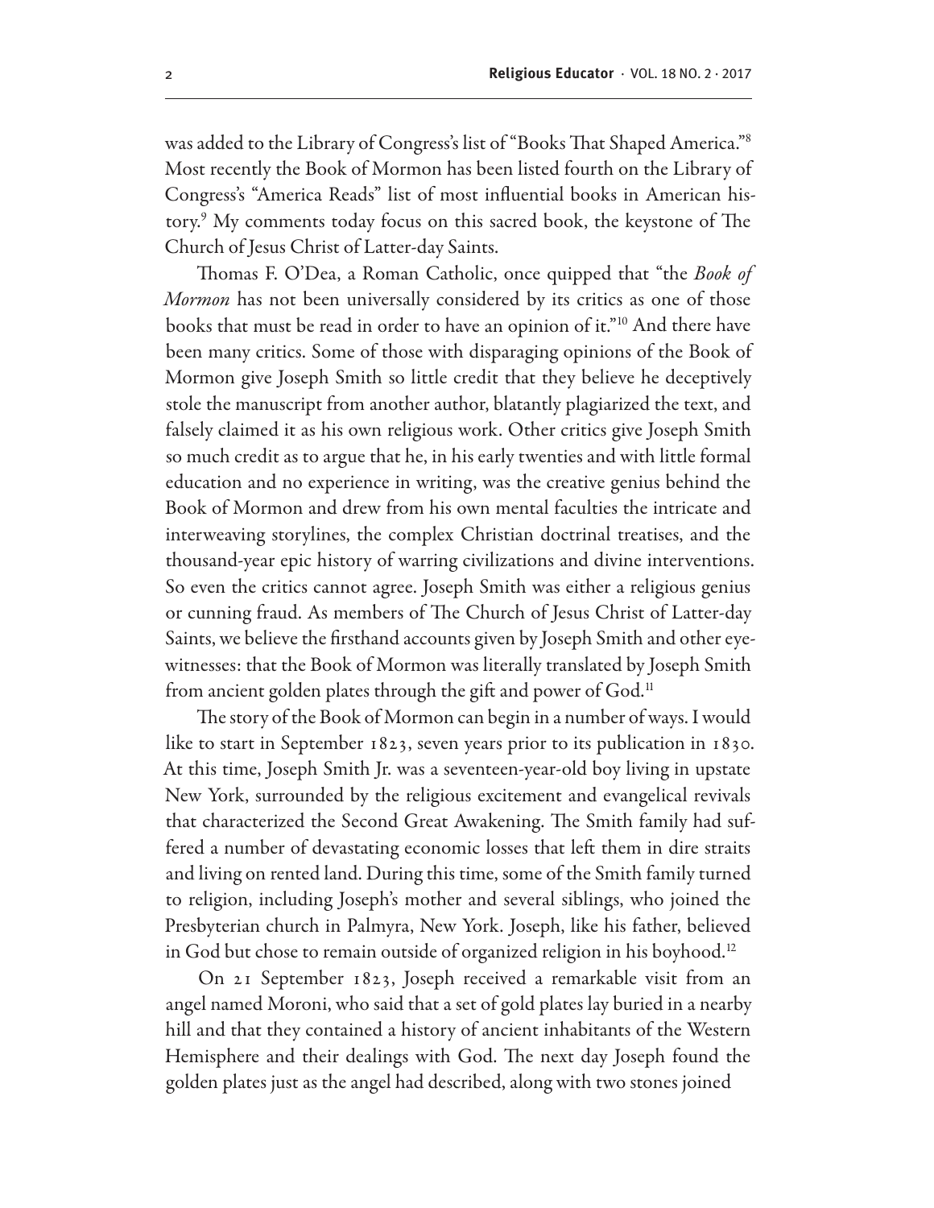was added to the Library of Congress's list of "Books That Shaped America."[8] Most recently the Book of Mormon has been listed fourth on the Library of Congress's "America Reads" list of most influential books in American history.[9] My comments today focus on this sacred book, the keystone of The Church of Jesus Christ of Latter-day Saints.

Thomas F. O'Dea, a Roman Catholic, once quipped that "the *Book of Mormon* has not been universally considered by its critics as one of those books that must be read in order to have an opinion of it."[10] And there have been many critics. Some of those with disparaging opinions of the Book of Mormon give Joseph Smith so little credit that they believe he deceptively stole the manuscript from another author, blatantly plagiarized the text, and falsely claimed it as his own religious work. Other critics give Joseph Smith so much credit as to argue that he, in his early twenties and with little formal education and no experience in writing, was the creative genius behind the Book of Mormon and drew from his own mental faculties the intricate and interweaving storylines, the complex Christian doctrinal treatises, and the thousand-year epic history of warring civilizations and divine interventions. So even the critics cannot agree. Joseph Smith was either a religious genius or cunning fraud. As members of The Church of Jesus Christ of Latter-day Saints, we believe the firsthand accounts given by Joseph Smith and other eyewitnesses: that the Book of Mormon was literally translated by Joseph Smith from ancient golden plates through the gift and power of God.[11]

The story of the Book of Mormon can begin in a number of ways. I would like to start in September 1823, seven years prior to its publication in 1830. At this time, Joseph Smith Jr. was a seventeen-year-old boy living in upstate New York, surrounded by the religious excitement and evangelical revivals that characterized the Second Great Awakening. The Smith family had suffered a number of devastating economic losses that left them in dire straits and living on rented land. During this time, some of the Smith family turned to religion, including Joseph's mother and several siblings, who joined the Presbyterian church in Palmyra, New York. Joseph, like his father, believed in God but chose to remain outside of organized religion in his boyhood.[12]

On 21 September 1823, Joseph received a remarkable visit from an angel named Moroni, who said that a set of gold plates lay buried in a nearby hill and that they contained a history of ancient inhabitants of the Western Hemisphere and their dealings with God. The next day Joseph found the golden plates just as the angel had described, along with two stones joined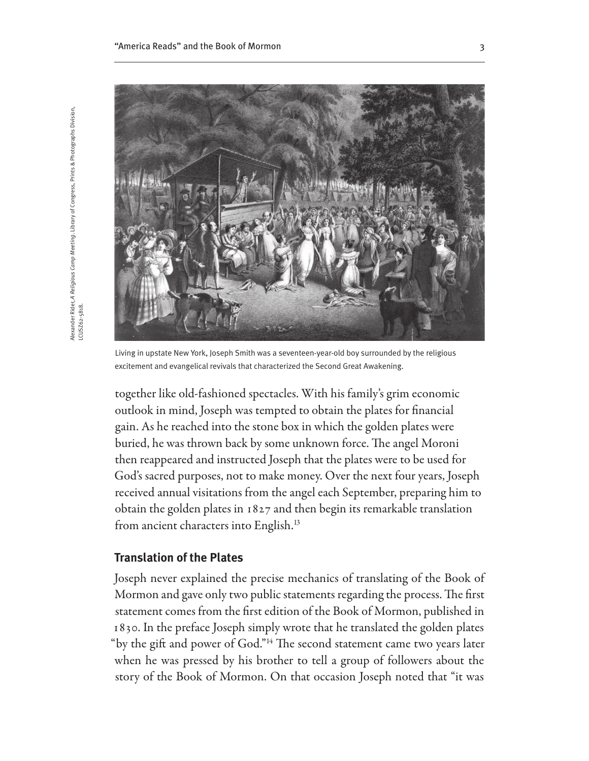Alexander Rider, *A Religious Camp Meeting*. Library of Congress, Prints & Photographs Division, LCUSZ62-5818.

Living in upstate New York, Joseph Smith was a seventeen-year-old boy surrounded by the religious excitement and evangelical revivals that characterized the Second Great Awakening.

together like old-fashioned spectacles. With his family's grim economic outlook in mind, Joseph was tempted to obtain the plates for financial gain. As he reached into the stone box in which the golden plates were buried, he was thrown back by some unknown force. The angel Moroni then reappeared and instructed Joseph that the plates were to be used for God's sacred purposes, not to make money. Over the next four years, Joseph received annual visitations from the angel each September, preparing him to obtain the golden plates in 1827 and then begin its remarkable translation from ancient characters into English.[13]

## Translation of the Plates

Joseph never explained the precise mechanics of translating of the Book of Mormon and gave only two public statements regarding the process. The first statement comes from the first edition of the Book of Mormon, published in 1830. In the preface Joseph simply wrote that he translated the golden plates "by the gift and power of God."[14] The second statement came two years later when he was pressed by his brother to tell a group of followers about the story of the Book of Mormon. On that occasion Joseph noted that "it was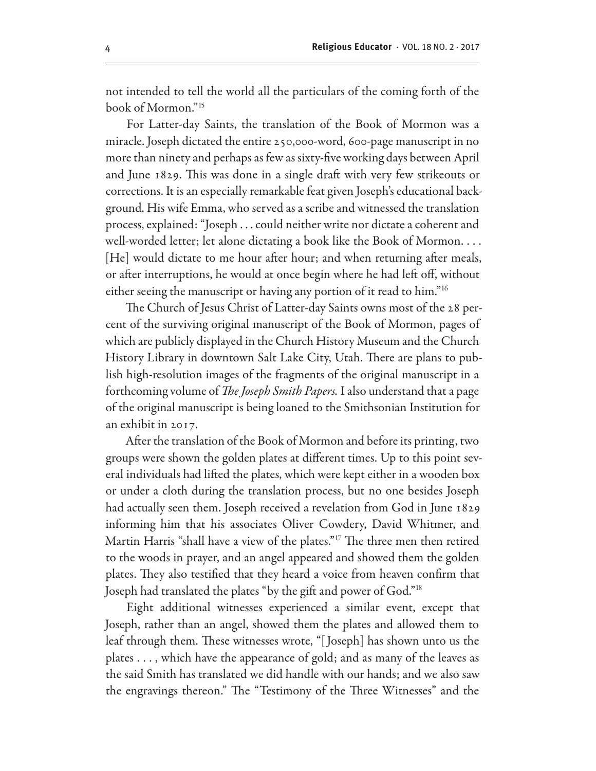not intended to tell the world all the particulars of the coming forth of the book of Mormon."[15]

For Latter-day Saints, the translation of the Book of Mormon was a miracle. Joseph dictated the entire 250,000-word, 600-page manuscript in no more than ninety and perhaps as few as sixty-five working days between April and June 1829. This was done in a single draft with very few strikeouts or corrections. It is an especially remarkable feat given Joseph's educational background. His wife Emma, who served as a scribe and witnessed the translation process, explained: "Joseph . . . could neither write nor dictate a coherent and well-worded letter; let alone dictating a book like the Book of Mormon. . . . [He] would dictate to me hour after hour; and when returning after meals, or after interruptions, he would at once begin where he had left off, without either seeing the manuscript or having any portion of it read to him."[16]

The Church of Jesus Christ of Latter-day Saints owns most of the 28 percent of the surviving original manuscript of the Book of Mormon, pages of which are publicly displayed in the Church History Museum and the Church History Library in downtown Salt Lake City, Utah. There are plans to publish high-resolution images of the fragments of the original manuscript in a forthcoming volume of *The Joseph Smith Papers.* I also understand that a page of the original manuscript is being loaned to the Smithsonian Institution for an exhibit in 2017.

After the translation of the Book of Mormon and before its printing, two groups were shown the golden plates at different times. Up to this point several individuals had lifted the plates, which were kept either in a wooden box or under a cloth during the translation process, but no one besides Joseph had actually seen them. Joseph received a revelation from God in June 1829 informing him that his associates Oliver Cowdery, David Whitmer, and Martin Harris "shall have a view of the plates."[17] The three men then retired to the woods in prayer, and an angel appeared and showed them the golden plates. They also testified that they heard a voice from heaven confirm that Joseph had translated the plates "by the gift and power of God."[18]

Eight additional witnesses experienced a similar event, except that Joseph, rather than an angel, showed them the plates and allowed them to leaf through them. These witnesses wrote, "[Joseph] has shown unto us the plates . . . , which have the appearance of gold; and as many of the leaves as the said Smith has translated we did handle with our hands; and we also saw the engravings thereon." The "Testimony of the Three Witnesses" and the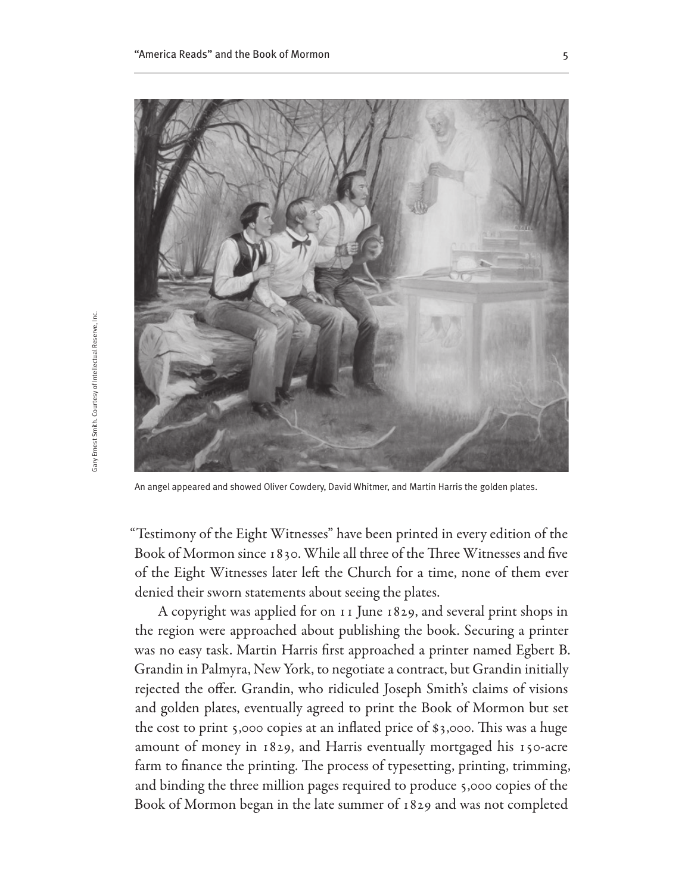An angel appeared and showed Oliver Cowdery, David Whitmer, and Martin Harris the golden plates.

Gary Ernest Smith. Courtesy of Intellectual Reserve, Inc.

"Testimony of the Eight Witnesses" have been printed in every edition of the Book of Mormon since 1830. While all three of the Three Witnesses and five of the Eight Witnesses later left the Church for a time, none of them ever denied their sworn statements about seeing the plates.

A copyright was applied for on 11 June 1829, and several print shops in the region were approached about publishing the book. Securing a printer was no easy task. Martin Harris first approached a printer named Egbert B. Grandin in Palmyra, New York, to negotiate a contract, but Grandin initially rejected the offer. Grandin, who ridiculed Joseph Smith's claims of visions and golden plates, eventually agreed to print the Book of Mormon but set the cost to print 5,000 copies at an inflated price of $3,000. This was a huge amount of money in 1829, and Harris eventually mortgaged his 150-acre farm to finance the printing. The process of typesetting, printing, trimming, and binding the three million pages required to produce 5,000 copies of the Book of Mormon began in the late summer of 1829 and was not completed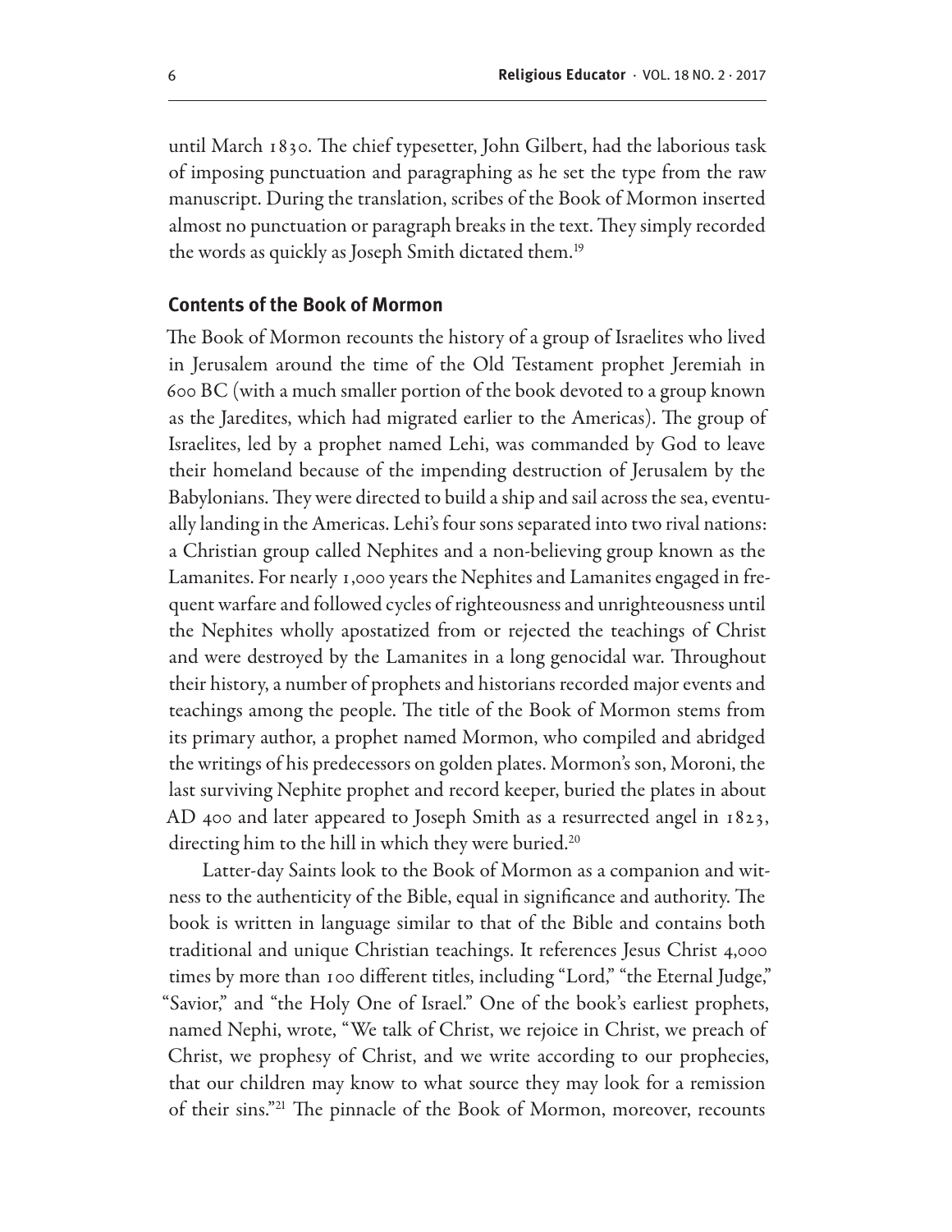until March 1830. The chief typesetter, John Gilbert, had the laborious task of imposing punctuation and paragraphing as he set the type from the raw manuscript. During the translation, scribes of the Book of Mormon inserted almost no punctuation or paragraph breaks in the text. They simply recorded the words as quickly as Joseph Smith dictated them.[19]

## Contents of the Book of Mormon

The Book of Mormon recounts the history of a group of Israelites who lived in Jerusalem around the time of the Old Testament prophet Jeremiah in 600 BC (with a much smaller portion of the book devoted to a group known as the Jaredites, which had migrated earlier to the Americas). The group of Israelites, led by a prophet named Lehi, was commanded by God to leave their homeland because of the impending destruction of Jerusalem by the Babylonians. They were directed to build a ship and sail across the sea, eventually landing in the Americas. Lehi's four sons separated into two rival nations: a Christian group called Nephites and a non-believing group known as the Lamanites. For nearly 1,000 years the Nephites and Lamanites engaged in frequent warfare and followed cycles of righteousness and unrighteousness until the Nephites wholly apostatized from or rejected the teachings of Christ and were destroyed by the Lamanites in a long genocidal war. Throughout their history, a number of prophets and historians recorded major events and teachings among the people. The title of the Book of Mormon stems from its primary author, a prophet named Mormon, who compiled and abridged the writings of his predecessors on golden plates. Mormon's son, Moroni, the last surviving Nephite prophet and record keeper, buried the plates in about AD 400 and later appeared to Joseph Smith as a resurrected angel in 1823, directing him to the hill in which they were buried.[20]

Latter-day Saints look to the Book of Mormon as a companion and witness to the authenticity of the Bible, equal in significance and authority. The book is written in language similar to that of the Bible and contains both traditional and unique Christian teachings. It references Jesus Christ 4,000 times by more than 100 different titles, including "Lord," "the Eternal Judge," "Savior," and "the Holy One of Israel." One of the book's earliest prophets, named Nephi, wrote, "We talk of Christ, we rejoice in Christ, we preach of Christ, we prophesy of Christ, and we write according to our prophecies, that our children may know to what source they may look for a remission of their sins."[21] The pinnacle of the Book of Mormon, moreover, recounts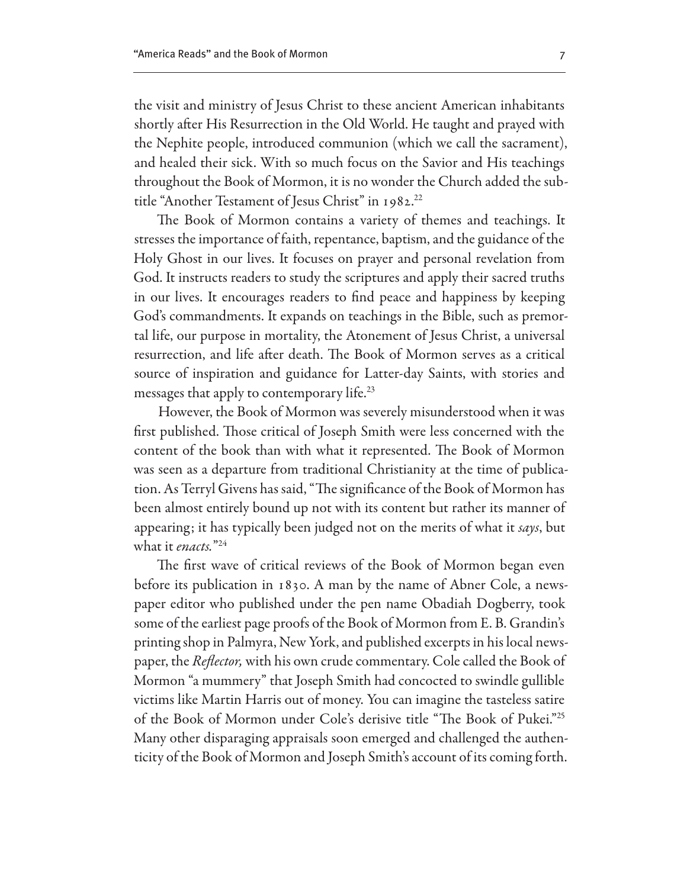the visit and ministry of Jesus Christ to these ancient American inhabitants shortly after His Resurrection in the Old World. He taught and prayed with the Nephite people, introduced communion (which we call the sacrament), and healed their sick. With so much focus on the Savior and His teachings throughout the Book of Mormon, it is no wonder the Church added the subtitle "Another Testament of Jesus Christ" in 1982.[22]

The Book of Mormon contains a variety of themes and teachings. It stresses the importance of faith, repentance, baptism, and the guidance of the Holy Ghost in our lives. It focuses on prayer and personal revelation from God. It instructs readers to study the scriptures and apply their sacred truths in our lives. It encourages readers to find peace and happiness by keeping God's commandments. It expands on teachings in the Bible, such as premortal life, our purpose in mortality, the Atonement of Jesus Christ, a universal resurrection, and life after death. The Book of Mormon serves as a critical source of inspiration and guidance for Latter-day Saints, with stories and messages that apply to contemporary life.[23]

However, the Book of Mormon was severely misunderstood when it was first published. Those critical of Joseph Smith were less concerned with the content of the book than with what it represented. The Book of Mormon was seen as a departure from traditional Christianity at the time of publication. As Terryl Givens has said, "The significance of the Book of Mormon has been almost entirely bound up not with its content but rather its manner of appearing; it has typically been judged not on the merits of what it *says*, but what it *enacts.*"[24]

The first wave of critical reviews of the Book of Mormon began even before its publication in 1830. A man by the name of Abner Cole, a newspaper editor who published under the pen name Obadiah Dogberry, took some of the earliest page proofs of the Book of Mormon from E. B. Grandin's printing shop in Palmyra, New York, and published excerpts in his local newspaper, the *Reflector,* with his own crude commentary. Cole called the Book of Mormon "a mummery" that Joseph Smith had concocted to swindle gullible victims like Martin Harris out of money. You can imagine the tasteless satire of the Book of Mormon under Cole's derisive title "The Book of Pukei."[25] Many other disparaging appraisals soon emerged and challenged the authenticity of the Book of Mormon and Joseph Smith's account of its coming forth.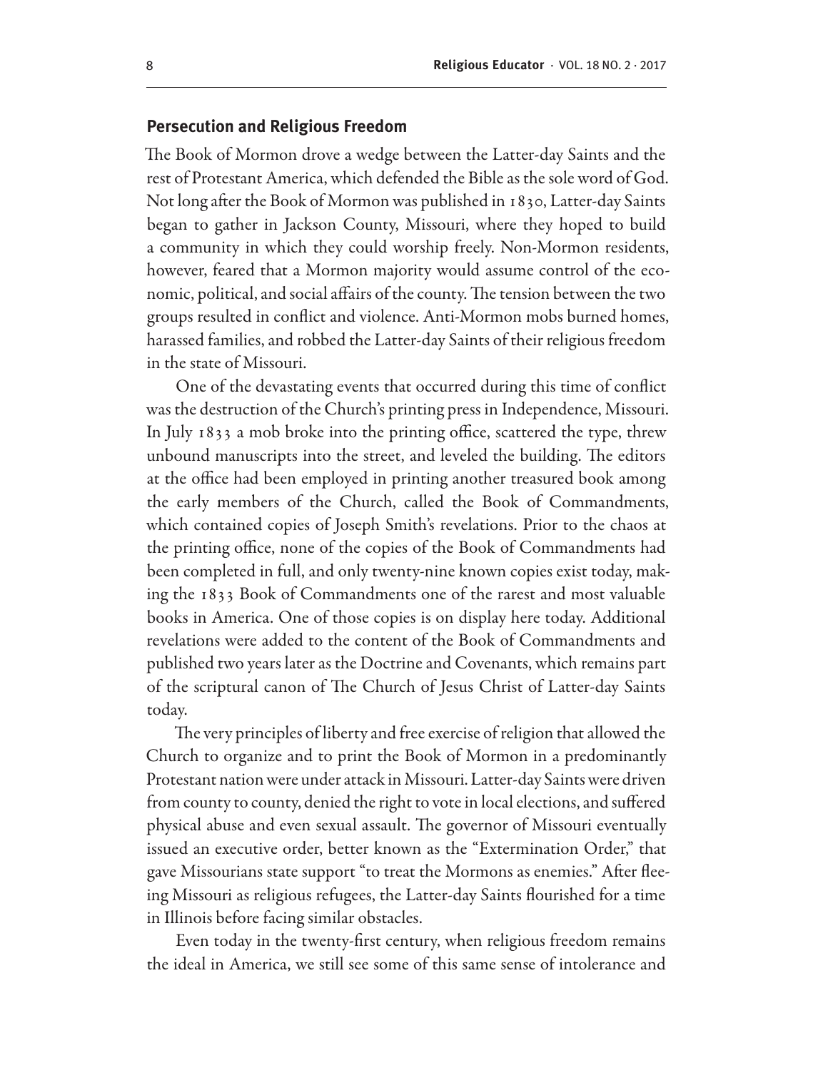## Persecution and Religious Freedom

The Book of Mormon drove a wedge between the Latter-day Saints and the rest of Protestant America, which defended the Bible as the sole word of God. Not long after the Book of Mormon was published in 1830, Latter-day Saints began to gather in Jackson County, Missouri, where they hoped to build a community in which they could worship freely. Non-Mormon residents, however, feared that a Mormon majority would assume control of the economic, political, and social affairs of the county. The tension between the two groups resulted in conflict and violence. Anti-Mormon mobs burned homes, harassed families, and robbed the Latter-day Saints of their religious freedom in the state of Missouri.

One of the devastating events that occurred during this time of conflict was the destruction of the Church's printing press in Independence, Missouri. In July 1833 a mob broke into the printing office, scattered the type, threw unbound manuscripts into the street, and leveled the building. The editors at the office had been employed in printing another treasured book among the early members of the Church, called the Book of Commandments, which contained copies of Joseph Smith's revelations. Prior to the chaos at the printing office, none of the copies of the Book of Commandments had been completed in full, and only twenty-nine known copies exist today, making the 1833 Book of Commandments one of the rarest and most valuable books in America. One of those copies is on display here today. Additional revelations were added to the content of the Book of Commandments and published two years later as the Doctrine and Covenants, which remains part of the scriptural canon of The Church of Jesus Christ of Latter-day Saints today.

The very principles of liberty and free exercise of religion that allowed the Church to organize and to print the Book of Mormon in a predominantly Protestant nation were under attack in Missouri. Latter-day Saints were driven from county to county, denied the right to vote in local elections, and suffered physical abuse and even sexual assault. The governor of Missouri eventually issued an executive order, better known as the "Extermination Order," that gave Missourians state support "to treat the Mormons as enemies." After fleeing Missouri as religious refugees, the Latter-day Saints flourished for a time in Illinois before facing similar obstacles.

Even today in the twenty-first century, when religious freedom remains the ideal in America, we still see some of this same sense of intolerance and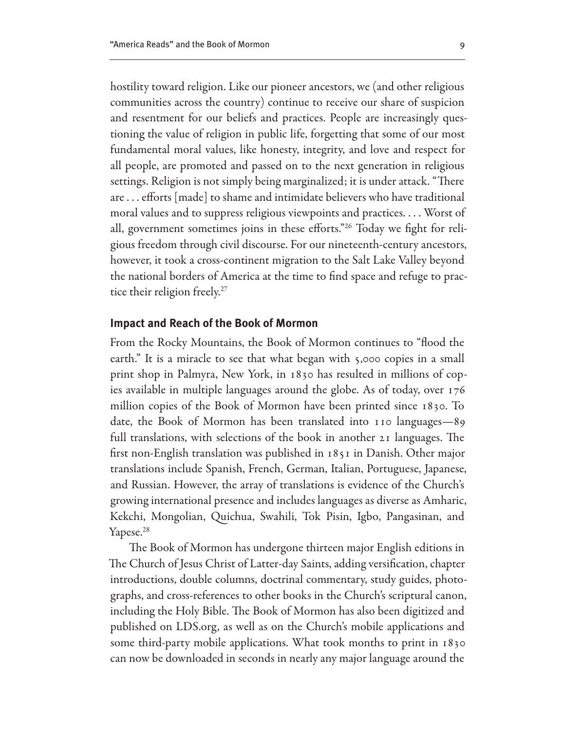hostility toward religion. Like our pioneer ancestors, we (and other religious communities across the country) continue to receive our share of suspicion and resentment for our beliefs and practices. People are increasingly questioning the value of religion in public life, forgetting that some of our most fundamental moral values, like honesty, integrity, and love and respect for all people, are promoted and passed on to the next generation in religious settings. Religion is not simply being marginalized; it is under attack. "There are . . . efforts [made] to shame and intimidate believers who have traditional moral values and to suppress religious viewpoints and practices. . . . Worst of all, government sometimes joins in these efforts."[26] Today we fight for religious freedom through civil discourse. For our nineteenth-century ancestors, however, it took a cross-continent migration to the Salt Lake Valley beyond the national borders of America at the time to find space and refuge to practice their religion freely.[27]

### Impact and Reach of the Book of Mormon

From the Rocky Mountains, the Book of Mormon continues to "flood the earth." It is a miracle to see that what began with 5,000 copies in a small print shop in Palmyra, New York, in 1830 has resulted in millions of copies available in multiple languages around the globe. As of today, over 176 million copies of the Book of Mormon have been printed since 1830. To date, the Book of Mormon has been translated into 110 languages—89 full translations, with selections of the book in another 21 languages. The first non-English translation was published in 1851 in Danish. Other major translations include Spanish, French, German, Italian, Portuguese, Japanese, and Russian. However, the array of translations is evidence of the Church's growing international presence and includes languages as diverse as Amharic, Kekchi, Mongolian, Quichua, Swahili, Tok Pisin, Igbo, Pangasinan, and Yapese.[28]

The Book of Mormon has undergone thirteen major English editions in The Church of Jesus Christ of Latter-day Saints, adding versification, chapter introductions, double columns, doctrinal commentary, study guides, photographs, and cross-references to other books in the Church's scriptural canon, including the Holy Bible. The Book of Mormon has also been digitized and published on LDS.org, as well as on the Church's mobile applications and some third-party mobile applications. What took months to print in 1830 can now be downloaded in seconds in nearly any major language around the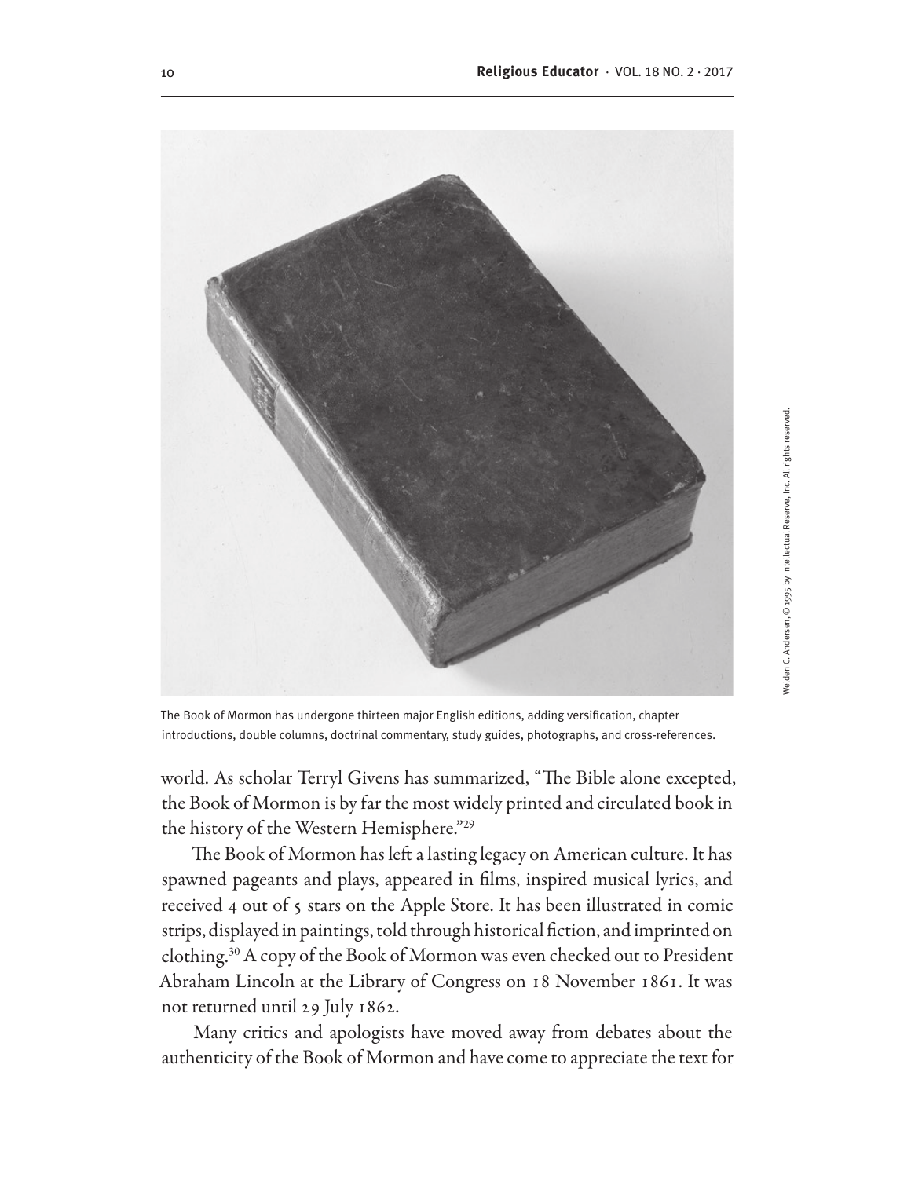The Book of Mormon has undergone thirteen major English editions, adding versification, chapter introductions, double columns, doctrinal commentary, study guides, photographs, and cross-references.

Welden C. Andersen, © 1995 by Intellectual Reserve, Inc. All rights reserved.

world. As scholar Terryl Givens has summarized, "The Bible alone excepted, the Book of Mormon is by far the most widely printed and circulated book in the history of the Western Hemisphere."[29]

The Book of Mormon has left a lasting legacy on American culture. It has spawned pageants and plays, appeared in films, inspired musical lyrics, and received 4 out of 5 stars on the Apple Store. It has been illustrated in comic strips, displayed in paintings, told through historical fiction, and imprinted on clothing.[30] A copy of the Book of Mormon was even checked out to President Abraham Lincoln at the Library of Congress on 18 November 1861. It was not returned until 29 July 1862.

Many critics and apologists have moved away from debates about the authenticity of the Book of Mormon and have come to appreciate the text for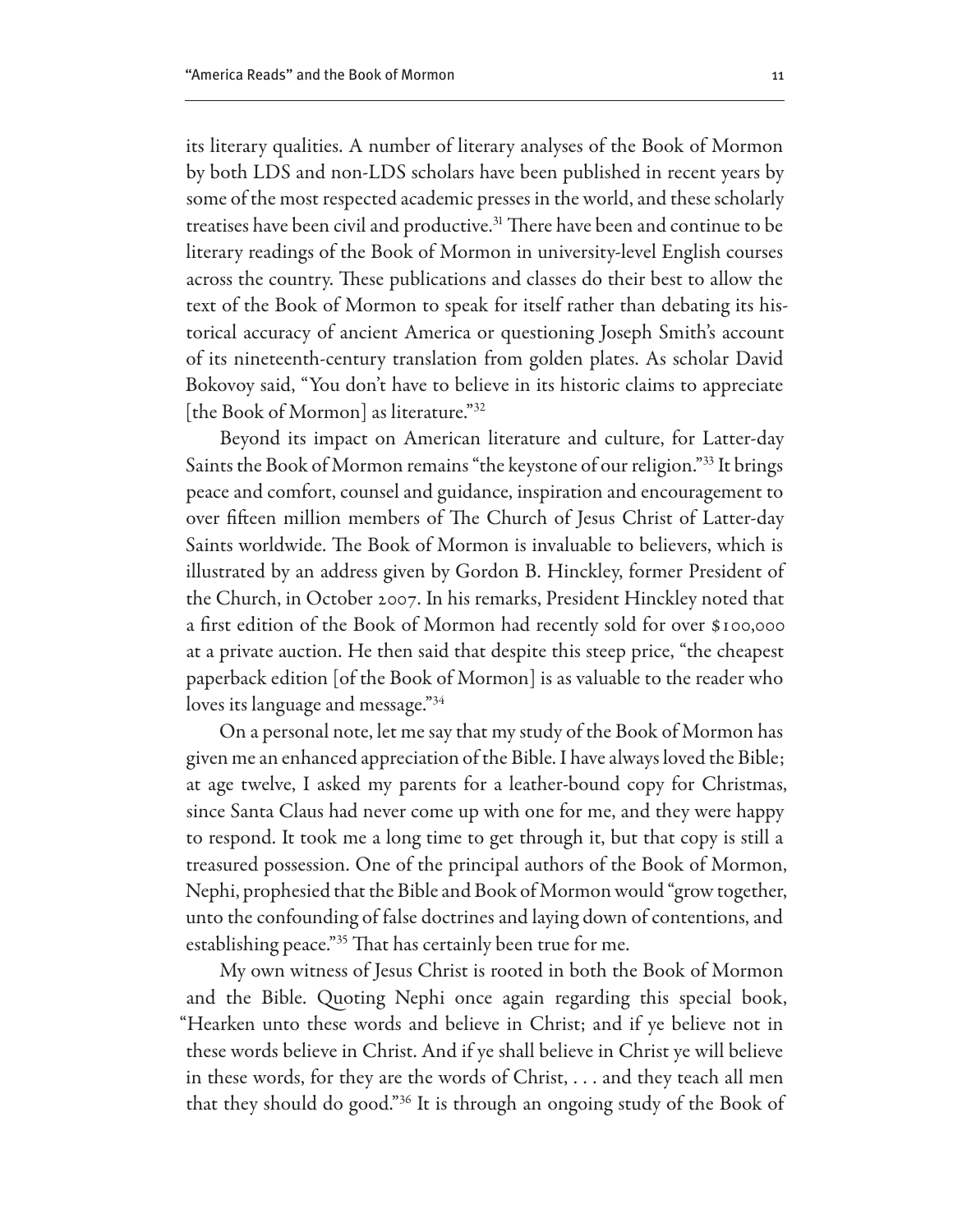its literary qualities. A number of literary analyses of the Book of Mormon by both LDS and non-LDS scholars have been published in recent years by some of the most respected academic presses in the world, and these scholarly treatises have been civil and productive.[31] There have been and continue to be literary readings of the Book of Mormon in university-level English courses across the country. These publications and classes do their best to allow the text of the Book of Mormon to speak for itself rather than debating its historical accuracy of ancient America or questioning Joseph Smith's account of its nineteenth-century translation from golden plates. As scholar David Bokovoy said, "You don't have to believe in its historic claims to appreciate [the Book of Mormon] as literature."[32]

Beyond its impact on American literature and culture, for Latter-day Saints the Book of Mormon remains "the keystone of our religion."[33] It brings peace and comfort, counsel and guidance, inspiration and encouragement to over fifteen million members of The Church of Jesus Christ of Latter-day Saints worldwide. The Book of Mormon is invaluable to believers, which is illustrated by an address given by Gordon B. Hinckley, former President of the Church, in October 2007. In his remarks, President Hinckley noted that a first edition of the Book of Mormon had recently sold for over $100,000 at a private auction. He then said that despite this steep price, "the cheapest paperback edition [of the Book of Mormon] is as valuable to the reader who loves its language and message."[34]

On a personal note, let me say that my study of the Book of Mormon has given me an enhanced appreciation of the Bible. I have always loved the Bible; at age twelve, I asked my parents for a leather-bound copy for Christmas, since Santa Claus had never come up with one for me, and they were happy to respond. It took me a long time to get through it, but that copy is still a treasured possession. One of the principal authors of the Book of Mormon, Nephi, prophesied that the Bible and Book of Mormon would "grow together, unto the confounding of false doctrines and laying down of contentions, and establishing peace."[35] That has certainly been true for me.

My own witness of Jesus Christ is rooted in both the Book of Mormon and the Bible. Quoting Nephi once again regarding this special book, "Hearken unto these words and believe in Christ; and if ye believe not in these words believe in Christ. And if ye shall believe in Christ ye will believe in these words, for they are the words of Christ, . . . and they teach all men that they should do good."[36] It is through an ongoing study of the Book of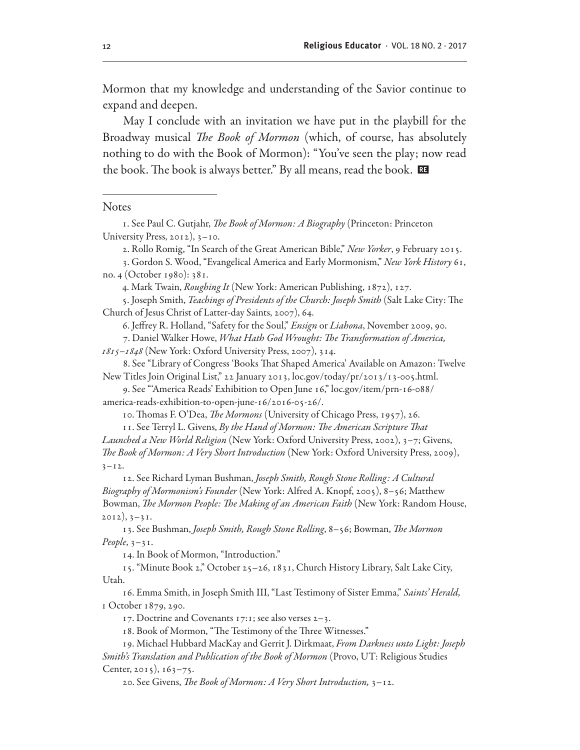Mormon that my knowledge and understanding of the Savior continue to expand and deepen.

May I conclude with an invitation we have put in the playbill for the Broadway musical *The Book of Mormon* (which, of course, has absolutely nothing to do with the Book of Mormon): "You've seen the play; now read the book. The book is always better." By all means, read the book. **RE**

## Notes

1. See Paul C. Gutjahr, *The Book of Mormon: A Biography* (Princeton: Princeton University Press, 2012), 3–10.

2. Rollo Romig, "In Search of the Great American Bible," *New Yorker*, 9 February 2015.

3. Gordon S. Wood, "Evangelical America and Early Mormonism," *New York History* 61, no. 4 (October 1980): 381.

4. Mark Twain, *Roughing It* (New York: American Publishing, 1872), 127.

5. Joseph Smith, *Teachings of Presidents of the Church: Joseph Smith* (Salt Lake City: The Church of Jesus Christ of Latter-day Saints, 2007), 64.

6. Jeffrey R. Holland, "Safety for the Soul," *Ensign* or *Liahona*, November 2009, 90.

7. Daniel Walker Howe, *What Hath God Wrought: The Transformation of America, 1815–1848* (New York: Oxford University Press, 2007), 314.

8. See "Library of Congress 'Books That Shaped America' Available on Amazon: Twelve New Titles Join Original List," 22 January 2013, loc.gov/today/pr/2013/13-005.html.

9. See "'America Reads' Exhibition to Open June 16," loc.gov/item/prn-16-088/america-reads-exhibition-to-open-june-16/2016-05-26/.

10. Thomas F. O'Dea, *The Mormons* (University of Chicago Press, 1957), 26.

11. See Terryl L. Givens, *By the Hand of Mormon: The American Scripture That Launched a New World Religion* (New York: Oxford University Press, 2002), 3–7; Givens, *The Book of Mormon: A Very Short Introduction* (New York: Oxford University Press, 2009), 3–12.

12. See Richard Lyman Bushman, *Joseph Smith, Rough Stone Rolling: A Cultural Biography of Mormonism's Founder* (New York: Alfred A. Knopf, 2005), 8–56; Matthew Bowman, *The Mormon People: The Making of an American Faith* (New York: Random House, 2012), 3–31.

13. See Bushman, *Joseph Smith, Rough Stone Rolling*, 8–56; Bowman, *The Mormon People*, 3–31.

14. In Book of Mormon, "Introduction."

15. "Minute Book 2," October 25–26, 1831, Church History Library, Salt Lake City, Utah.

16. Emma Smith, in Joseph Smith III, "Last Testimony of Sister Emma," *Saints' Herald*, 1 October 1879, 290.

17. Doctrine and Covenants 17:1; see also verses 2–3.

18. Book of Mormon, "The Testimony of the Three Witnesses."

19. Michael Hubbard MacKay and Gerrit J. Dirkmaat, *From Darkness unto Light: Joseph Smith's Translation and Publication of the Book of Mormon* (Provo, UT: Religious Studies Center, 2015), 163–75.

20. See Givens, *The Book of Mormon: A Very Short Introduction,* 3–12.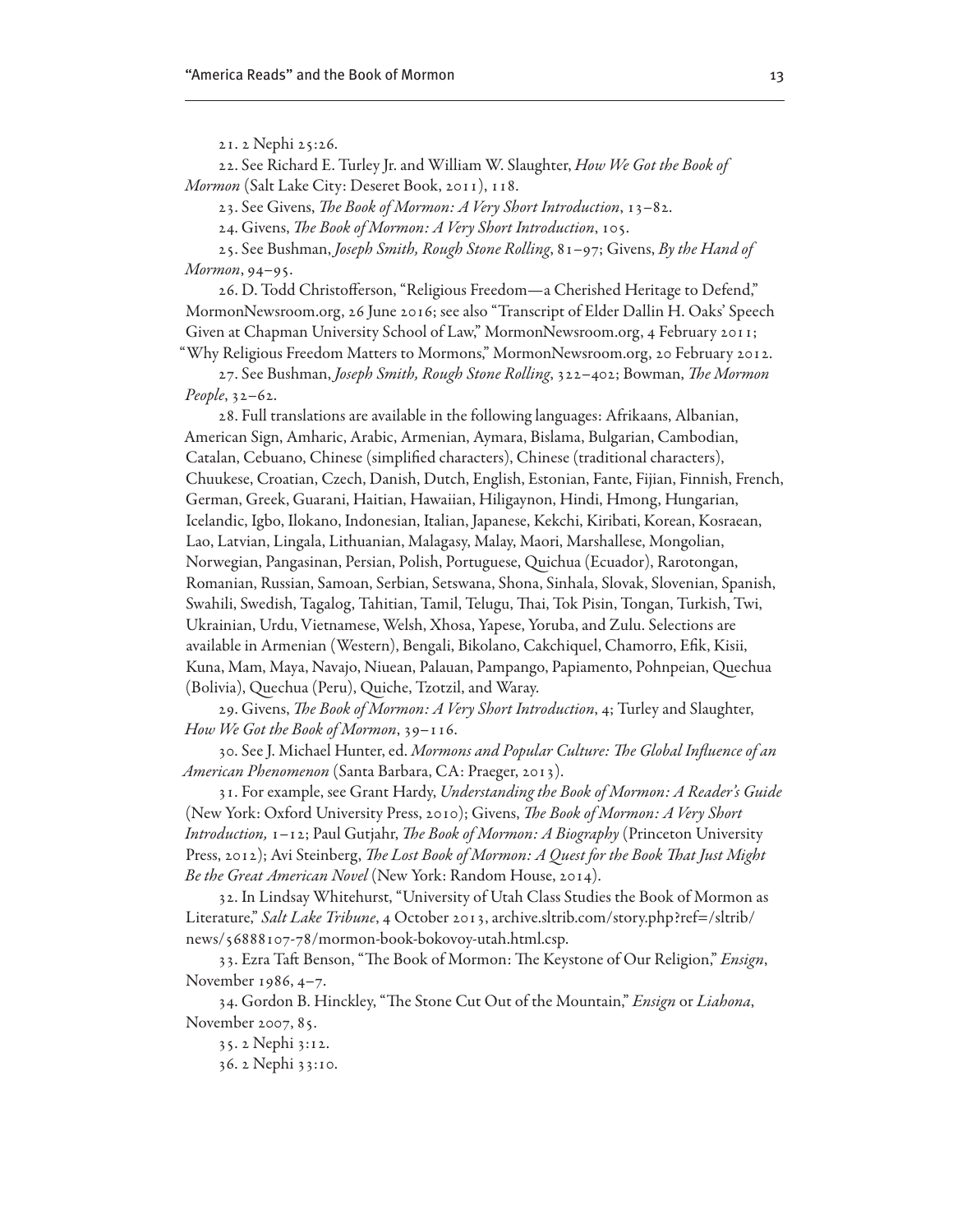21. 2 Nephi 25:26.

22. See Richard E. Turley Jr. and William W. Slaughter, *How We Got the Book of Mormon* (Salt Lake City: Deseret Book, 2011), 118.

23. See Givens, *The Book of Mormon: A Very Short Introduction*, 13–82.

24. Givens, *The Book of Mormon: A Very Short Introduction*, 105.

25. See Bushman, *Joseph Smith, Rough Stone Rolling*, 81–97; Givens, *By the Hand of Mormon*, 94–95.

26. D. Todd Christofferson, "Religious Freedom—a Cherished Heritage to Defend," MormonNewsroom.org, 26 June 2016; see also "Transcript of Elder Dallin H. Oaks' Speech Given at Chapman University School of Law," MormonNewsroom.org, 4 February 2011; "Why Religious Freedom Matters to Mormons," MormonNewsroom.org, 20 February 2012.

27. See Bushman, *Joseph Smith, Rough Stone Rolling*, 322–402; Bowman, *The Mormon People*, 32–62.

28. Full translations are available in the following languages: Afrikaans, Albanian, American Sign, Amharic, Arabic, Armenian, Aymara, Bislama, Bulgarian, Cambodian, Catalan, Cebuano, Chinese (simplified characters), Chinese (traditional characters), Chuukese, Croatian, Czech, Danish, Dutch, English, Estonian, Fante, Fijian, Finnish, French, German, Greek, Guarani, Haitian, Hawaiian, Hiligaynon, Hindi, Hmong, Hungarian, Icelandic, Igbo, Ilokano, Indonesian, Italian, Japanese, Kekchi, Kiribati, Korean, Kosraean, Lao, Latvian, Lingala, Lithuanian, Malagasy, Malay, Maori, Marshallese, Mongolian, Norwegian, Pangasinan, Persian, Polish, Portuguese, Quichua (Ecuador), Rarotongan, Romanian, Russian, Samoan, Serbian, Setswana, Shona, Sinhala, Slovak, Slovenian, Spanish, Swahili, Swedish, Tagalog, Tahitian, Tamil, Telugu, Thai, Tok Pisin, Tongan, Turkish, Twi, Ukrainian, Urdu, Vietnamese, Welsh, Xhosa, Yapese, Yoruba, and Zulu. Selections are available in Armenian (Western), Bengali, Bikolano, Cakchiquel, Chamorro, Efik, Kisii, Kuna, Mam, Maya, Navajo, Niuean, Palauan, Pampango, Papiamento, Pohnpeian, Quechua (Bolivia), Quechua (Peru), Quiche, Tzotzil, and Waray.

29. Givens, *The Book of Mormon: A Very Short Introduction*, 4; Turley and Slaughter, *How We Got the Book of Mormon*, 39–116.

30. See J. Michael Hunter, ed. *Mormons and Popular Culture: The Global Influence of an American Phenomenon* (Santa Barbara, CA: Praeger, 2013).

31. For example, see Grant Hardy, *Understanding the Book of Mormon: A Reader's Guide* (New York: Oxford University Press, 2010); Givens, *The Book of Mormon: A Very Short Introduction,* 1–12; Paul Gutjahr, *The Book of Mormon: A Biography* (Princeton University Press, 2012); Avi Steinberg, *The Lost Book of Mormon: A Quest for the Book That Just Might Be the Great American Novel* (New York: Random House, 2014).

32. In Lindsay Whitehurst, "University of Utah Class Studies the Book of Mormon as Literature," *Salt Lake Tribune*, 4 October 2013, archive.sltrib.com/story.php?ref=/sltrib/news/56888107-78/mormon-book-bokovoy-utah.html.csp.

33. Ezra Taft Benson, "The Book of Mormon: The Keystone of Our Religion," *Ensign*, November 1986, 4–7.

34. Gordon B. Hinckley, "The Stone Cut Out of the Mountain," *Ensign* or *Liahona*, November 2007, 85.

35. 2 Nephi 3:12.

36. 2 Nephi 33:10.